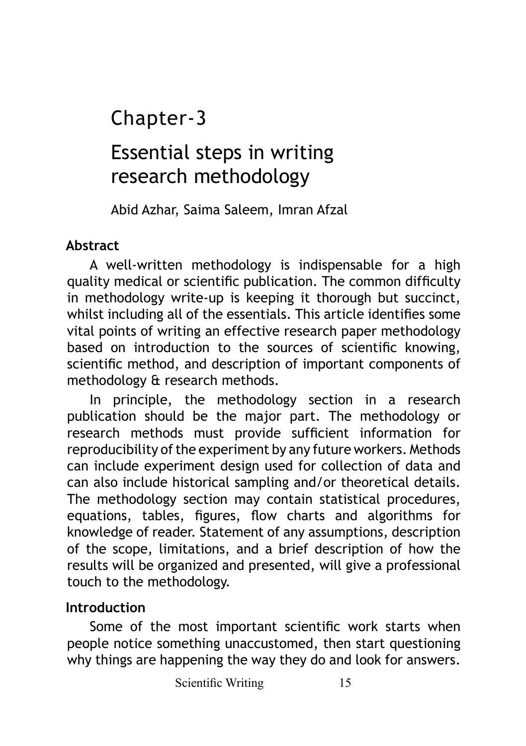# Chapter-3

# Essential steps in writing research methodology

Abid Azhar, Saima Saleem, Imran Afzal

## Abstract

A well-written methodology is indispensable for a high quality medical or scientific publication. The common difficulty in methodology write-up is keeping it thorough but succinct, whilst including all of the essentials. This article identifies some vital points of writing an effective research paper methodology based on introduction to the sources of scientific knowing, scientific method, and description of important components of methodology & research methods.

In principle, the methodology section in a research publication should be the major part. The methodology or research methods must provide sufficient information for reproducibility of the experiment by any future workers. Methods can include experiment design used for collection of data and can also include historical sampling and/or theoretical details. The methodology section may contain statistical procedures, equations, tables, figures, flow charts and algorithms for knowledge of reader. Statement of any assumptions, description of the scope, limitations, and a brief description of how the results will be organized and presented, will give a professional touch to the methodology.

## Introduction

Some of the most important scientific work starts when people notice something unaccustomed, then start questioning why things are happening the way they do and look for answers.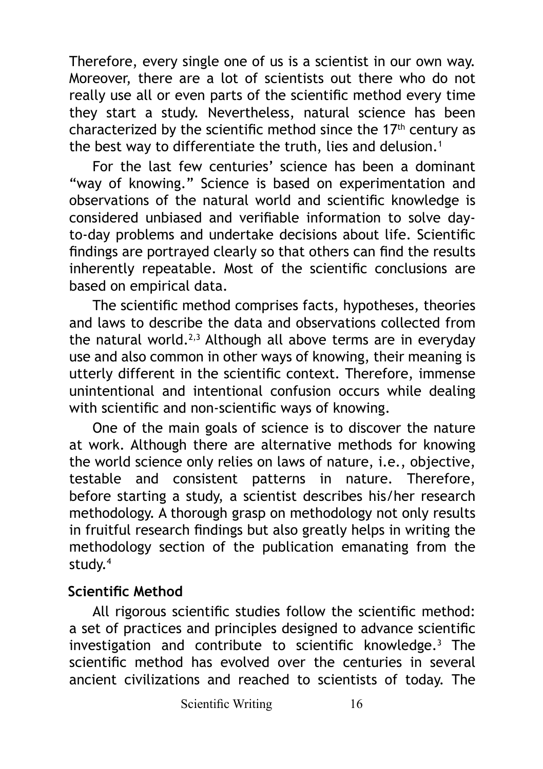Therefore, every single one of us is a scientist in our own way. Moreover, there are a lot of scientists out there who do not really use all or even parts of the scientific method every time they start a study. Nevertheless, natural science has been characterized by the scientific method since the 17th century as the best way to differentiate the truth, lies and delusion.[1]

For the last few centuries' science has been a dominant "way of knowing." Science is based on experimentation and observations of the natural world and scientific knowledge is considered unbiased and verifiable information to solve day-to-day problems and undertake decisions about life. Scientific findings are portrayed clearly so that others can find the results inherently repeatable. Most of the scientific conclusions are based on empirical data.

The scientific method comprises facts, hypotheses, theories and laws to describe the data and observations collected from the natural world.[2,3] Although all above terms are in everyday use and also common in other ways of knowing, their meaning is utterly different in the scientific context. Therefore, immense unintentional and intentional confusion occurs while dealing with scientific and non-scientific ways of knowing.

One of the main goals of science is to discover the nature at work. Although there are alternative methods for knowing the world science only relies on laws of nature, i.e., objective, testable and consistent patterns in nature. Therefore, before starting a study, a scientist describes his/her research methodology. A thorough grasp on methodology not only results in fruitful research findings but also greatly helps in writing the methodology section of the publication emanating from the study.[4]

## Scientific Method

All rigorous scientific studies follow the scientific method: a set of practices and principles designed to advance scientific investigation and contribute to scientific knowledge.[3] The scientific method has evolved over the centuries in several ancient civilizations and reached to scientists of today. The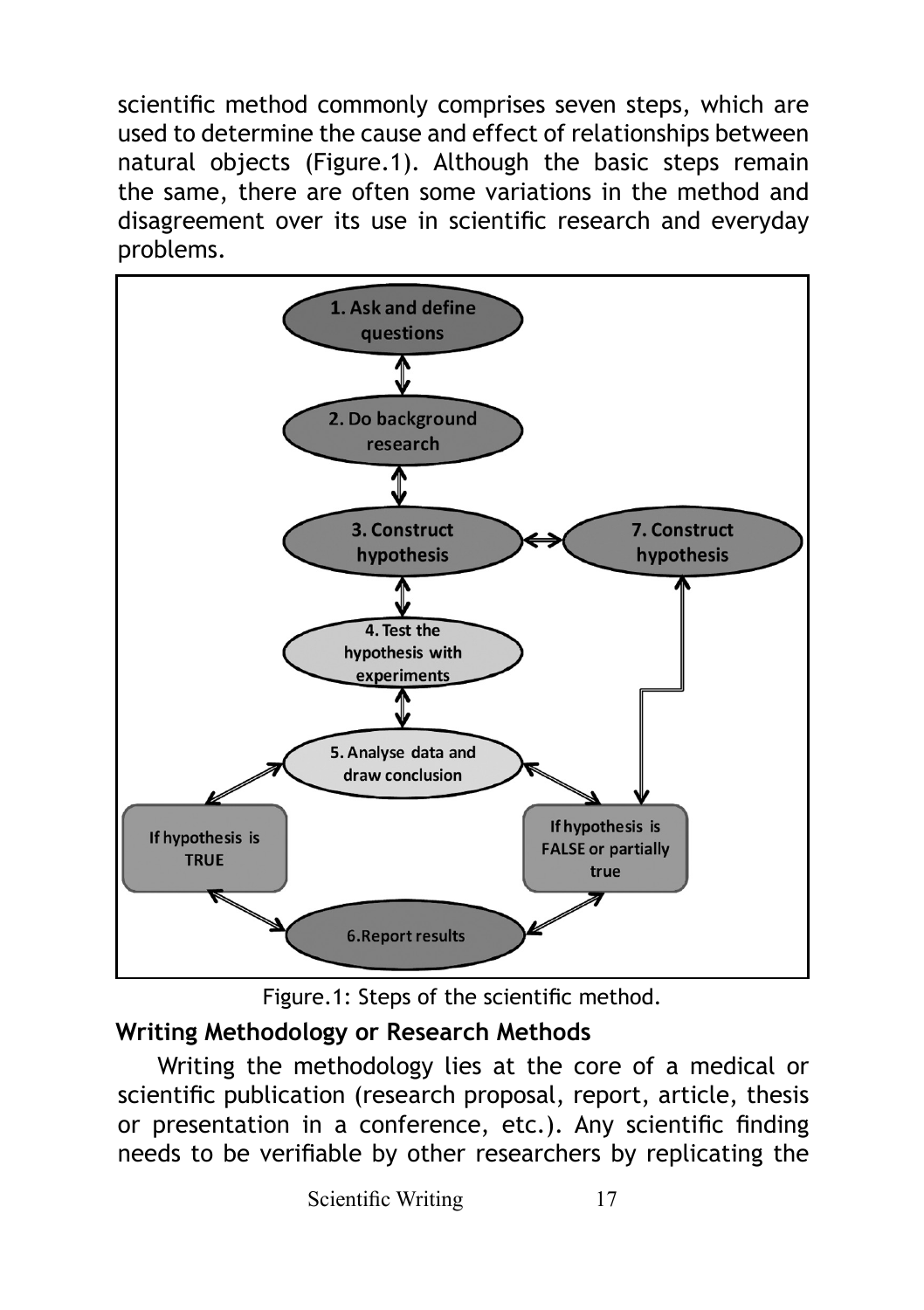scientific method commonly comprises seven steps, which are used to determine the cause and effect of relationships between natural objects (Figure.1). Although the basic steps remain the same, there are often some variations in the method and disagreement over its use in scientific research and everyday problems.

Figure.1: Steps of the scientific method.

## Writing Methodology or Research Methods

Writing the methodology lies at the core of a medical or scientific publication (research proposal, report, article, thesis or presentation in a conference, etc.). Any scientific finding needs to be verifiable by other researchers by replicating the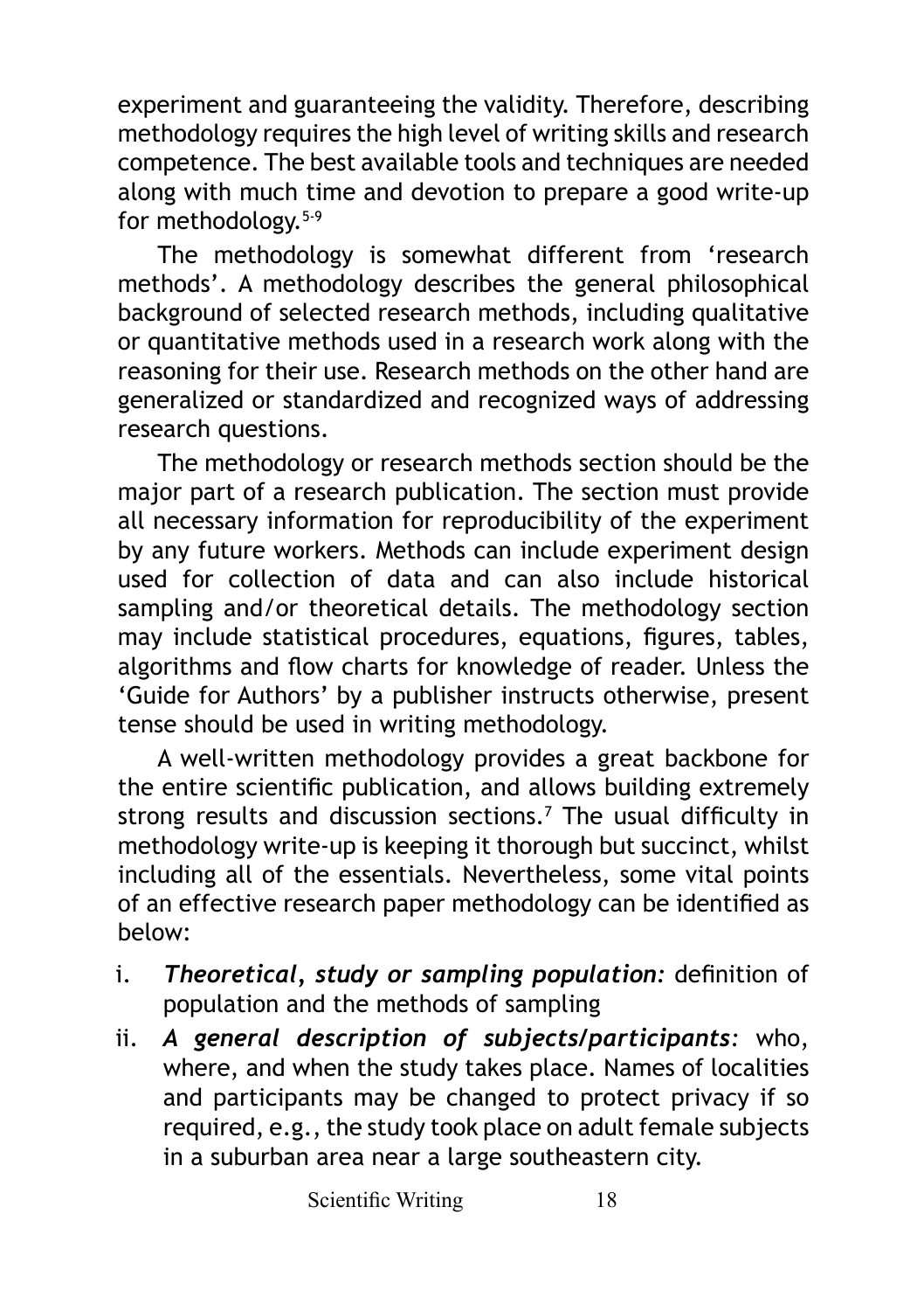experiment and guaranteeing the validity. Therefore, describing methodology requires the high level of writing skills and research competence. The best available tools and techniques are needed along with much time and devotion to prepare a good write-up for methodology.[5-9]

The methodology is somewhat different from 'research methods'. A methodology describes the general philosophical background of selected research methods, including qualitative or quantitative methods used in a research work along with the reasoning for their use. Research methods on the other hand are generalized or standardized and recognized ways of addressing research questions.

The methodology or research methods section should be the major part of a research publication. The section must provide all necessary information for reproducibility of the experiment by any future workers. Methods can include experiment design used for collection of data and can also include historical sampling and/or theoretical details. The methodology section may include statistical procedures, equations, figures, tables, algorithms and flow charts for knowledge of reader. Unless the 'Guide for Authors' by a publisher instructs otherwise, present tense should be used in writing methodology.

A well-written methodology provides a great backbone for the entire scientific publication, and allows building extremely strong results and discussion sections.[7] The usual difficulty in methodology write-up is keeping it thorough but succinct, whilst including all of the essentials. Nevertheless, some vital points of an effective research paper methodology can be identified as below:

i. ***Theoretical, study or sampling population:*** definition of population and the methods of sampling
ii. ***A general description of subjects/participants***: who, where, and when the study takes place. Names of localities and participants may be changed to protect privacy if so required, e.g., the study took place on adult female subjects in a suburban area near a large southeastern city.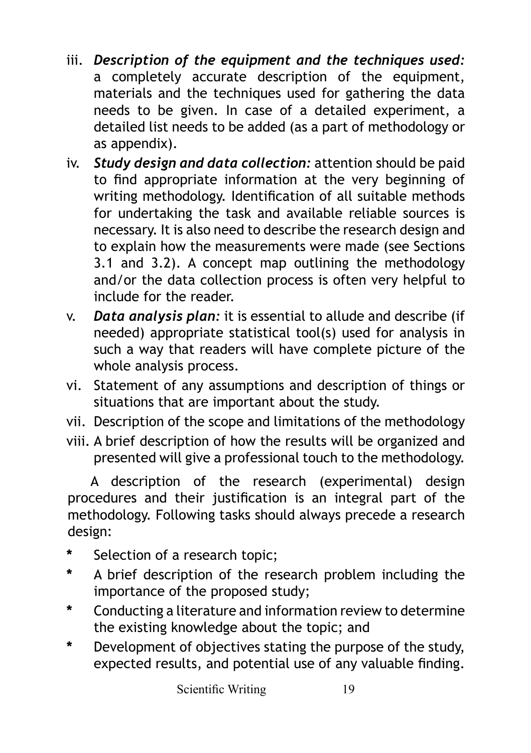iii. ***Description of the equipment and the techniques used:*** a completely accurate description of the equipment, materials and the techniques used for gathering the data needs to be given. In case of a detailed experiment, a detailed list needs to be added (as a part of methodology or as appendix).

iv. ***Study design and data collection:*** attention should be paid to find appropriate information at the very beginning of writing methodology. Identification of all suitable methods for undertaking the task and available reliable sources is necessary. It is also need to describe the research design and to explain how the measurements were made (see Sections 3.1 and 3.2). A concept map outlining the methodology and/or the data collection process is often very helpful to include for the reader.

v. ***Data analysis plan:*** it is essential to allude and describe (if needed) appropriate statistical tool(s) used for analysis in such a way that readers will have complete picture of the whole analysis process.

vi. Statement of any assumptions and description of things or situations that are important about the study.

vii. Description of the scope and limitations of the methodology

viii. A brief description of how the results will be organized and presented will give a professional touch to the methodology.

A description of the research (experimental) design procedures and their justification is an integral part of the methodology. Following tasks should always precede a research design:

* Selection of a research topic;
* A brief description of the research problem including the importance of the proposed study;
* Conducting a literature and information review to determine the existing knowledge about the topic; and
* Development of objectives stating the purpose of the study, expected results, and potential use of any valuable finding.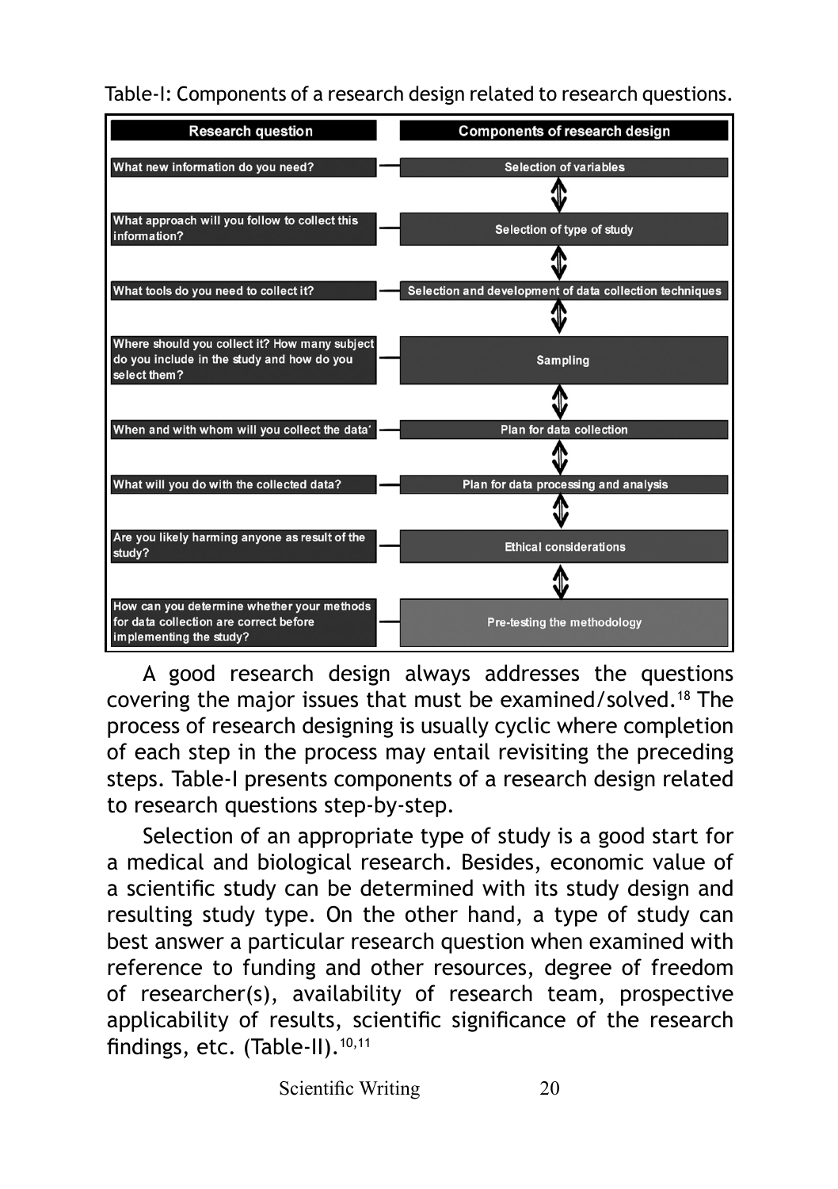Table-I: Components of a research design related to research questions.

| Research question | Components of research design |
| --- | --- |
| What new information do you need? | Selection of variables |
| What approach will you follow to collect this information? | Selection of type of study |
| What tools do you need to collect it? | Selection and development of data collection techniques |
| Where should you collect it? How many subject do you include in the study and how do you select them? | Sampling |
| When and with whom will you collect the data' | Plan for data collection |
| What will you do with the collected data? | Plan for data processing and analysis |
| Are you likely harming anyone as result of the study? | Ethical considerations |
| How can you determine whether your methods for data collection are correct before implementing the study? | Pre-testing the methodology |

A good research design always addresses the questions covering the major issues that must be examined/solved.[18] The process of research designing is usually cyclic where completion of each step in the process may entail revisiting the preceding steps. Table-I presents components of a research design related to research questions step-by-step.

Selection of an appropriate type of study is a good start for a medical and biological research. Besides, economic value of a scientific study can be determined with its study design and resulting study type. On the other hand, a type of study can best answer a particular research question when examined with reference to funding and other resources, degree of freedom of researcher(s), availability of research team, prospective applicability of results, scientific significance of the research findings, etc. (Table-II).[10,11]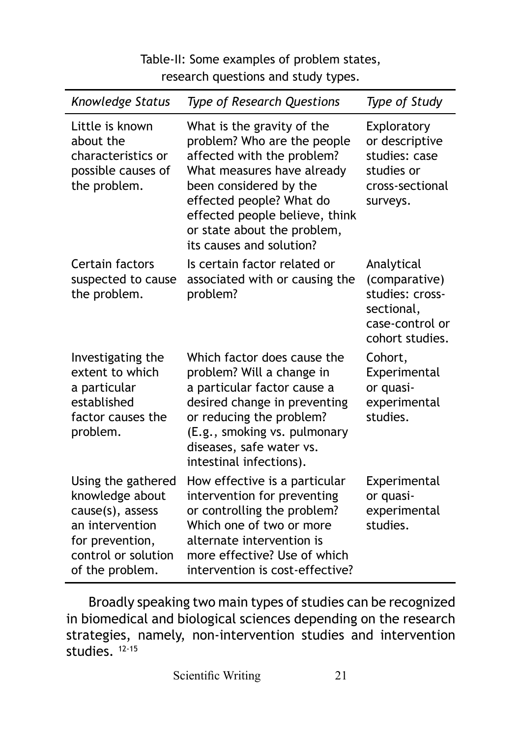Table-II: Some examples of problem states, research questions and study types.

| *Knowledge Status* | *Type of Research Questions* | *Type of Study* |
| --- | --- | --- |
| Little is known about the characteristics or possible causes of the problem. | What is the gravity of the problem? Who are the people affected with the problem? What measures have already been considered by the effected people? What do effected people believe, think or state about the problem, its causes and solution? | Exploratory or descriptive studies: case studies or cross-sectional surveys. |
| Certain factors suspected to cause the problem. | Is certain factor related or associated with or causing the problem? | Analytical (comparative) studies: cross-sectional, case-control or cohort studies. |
| Investigating the extent to which a particular established factor causes the problem. | Which factor does cause the problem? Will a change in a particular factor cause a desired change in preventing or reducing the problem? (E.g., smoking vs. pulmonary diseases, safe water vs. intestinal infections). | Cohort, Experimental or quasi-experimental studies. |
| Using the gathered knowledge about cause(s), assess an intervention for prevention, control or solution of the problem. | How effective is a particular intervention for preventing or controlling the problem? Which one of two or more alternate intervention is more effective? Use of which intervention is cost-effective? | Experimental or quasi-experimental studies. |

Broadly speaking two main types of studies can be recognized in biomedical and biological sciences depending on the research strategies, namely, non-intervention studies and intervention studies. [12-15]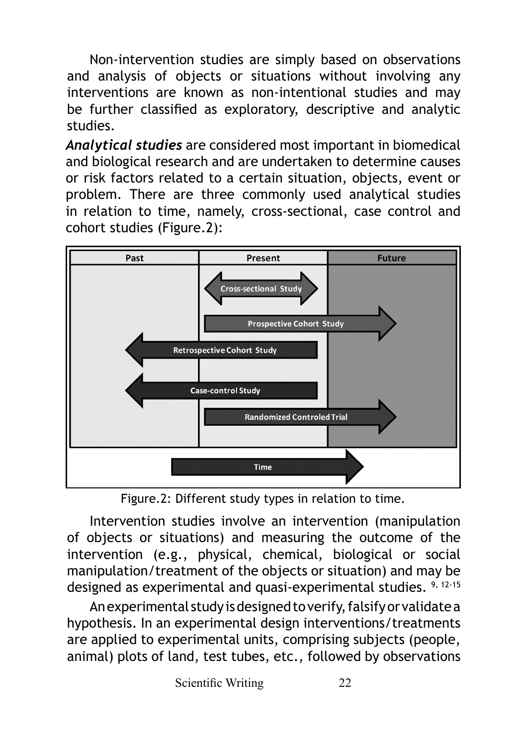Non-intervention studies are simply based on observations and analysis of objects or situations without involving any interventions are known as non-intentional studies and may be further classified as exploratory, descriptive and analytic studies.

***Analytical studies*** are considered most important in biomedical and biological research and are undertaken to determine causes or risk factors related to a certain situation, objects, event or problem. There are three commonly used analytical studies in relation to time, namely, cross-sectional, case control and cohort studies (Figure.2):

Past

Present

Future

Cross-sectional Study

Prospective Cohort Study

Retrospective Cohort Study

Case-control Study

Randomized Controled Trial

Time

Figure.2: Different study types in relation to time.

Intervention studies involve an intervention (manipulation of objects or situations) and measuring the outcome of the intervention (e.g., physical, chemical, biological or social manipulation/treatment of the objects or situation) and may be designed as experimental and quasi-experimental studies. [9, 12-15]

An experimental study is designed to verify, falsify or validate a hypothesis. In an experimental design interventions/treatments are applied to experimental units, comprising subjects (people, animal) plots of land, test tubes, etc., followed by observations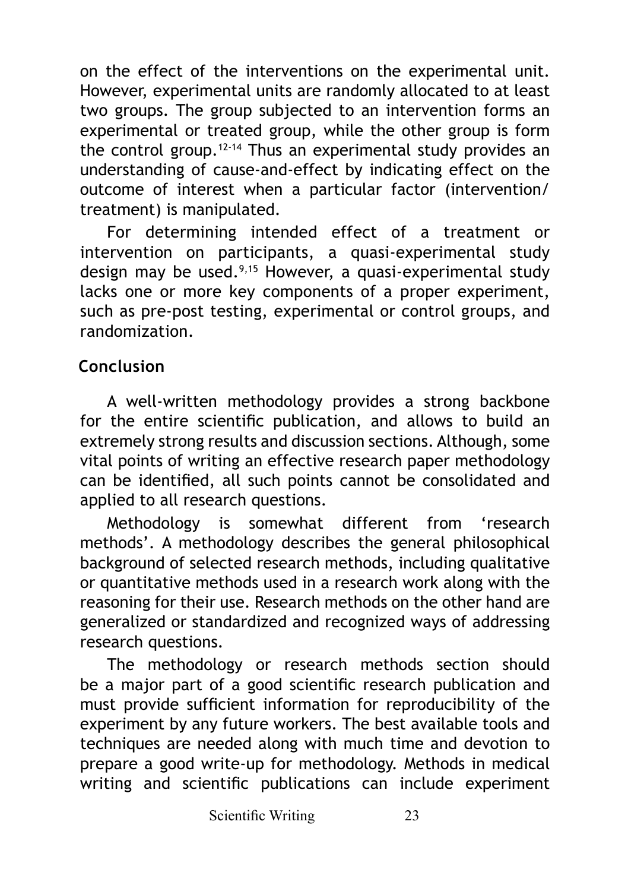on the effect of the interventions on the experimental unit. However, experimental units are randomly allocated to at least two groups. The group subjected to an intervention forms an experimental or treated group, while the other group is form the control group.[12-14] Thus an experimental study provides an understanding of cause-and-effect by indicating effect on the outcome of interest when a particular factor (intervention/ treatment) is manipulated.

For determining intended effect of a treatment or intervention on participants, a quasi-experimental study design may be used.[9,15] However, a quasi-experimental study lacks one or more key components of a proper experiment, such as pre-post testing, experimental or control groups, and randomization.

## Conclusion

A well-written methodology provides a strong backbone for the entire scientific publication, and allows to build an extremely strong results and discussion sections. Although, some vital points of writing an effective research paper methodology can be identified, all such points cannot be consolidated and applied to all research questions.

Methodology is somewhat different from 'research methods'. A methodology describes the general philosophical background of selected research methods, including qualitative or quantitative methods used in a research work along with the reasoning for their use. Research methods on the other hand are generalized or standardized and recognized ways of addressing research questions.

The methodology or research methods section should be a major part of a good scientific research publication and must provide sufficient information for reproducibility of the experiment by any future workers. The best available tools and techniques are needed along with much time and devotion to prepare a good write-up for methodology. Methods in medical writing and scientific publications can include experiment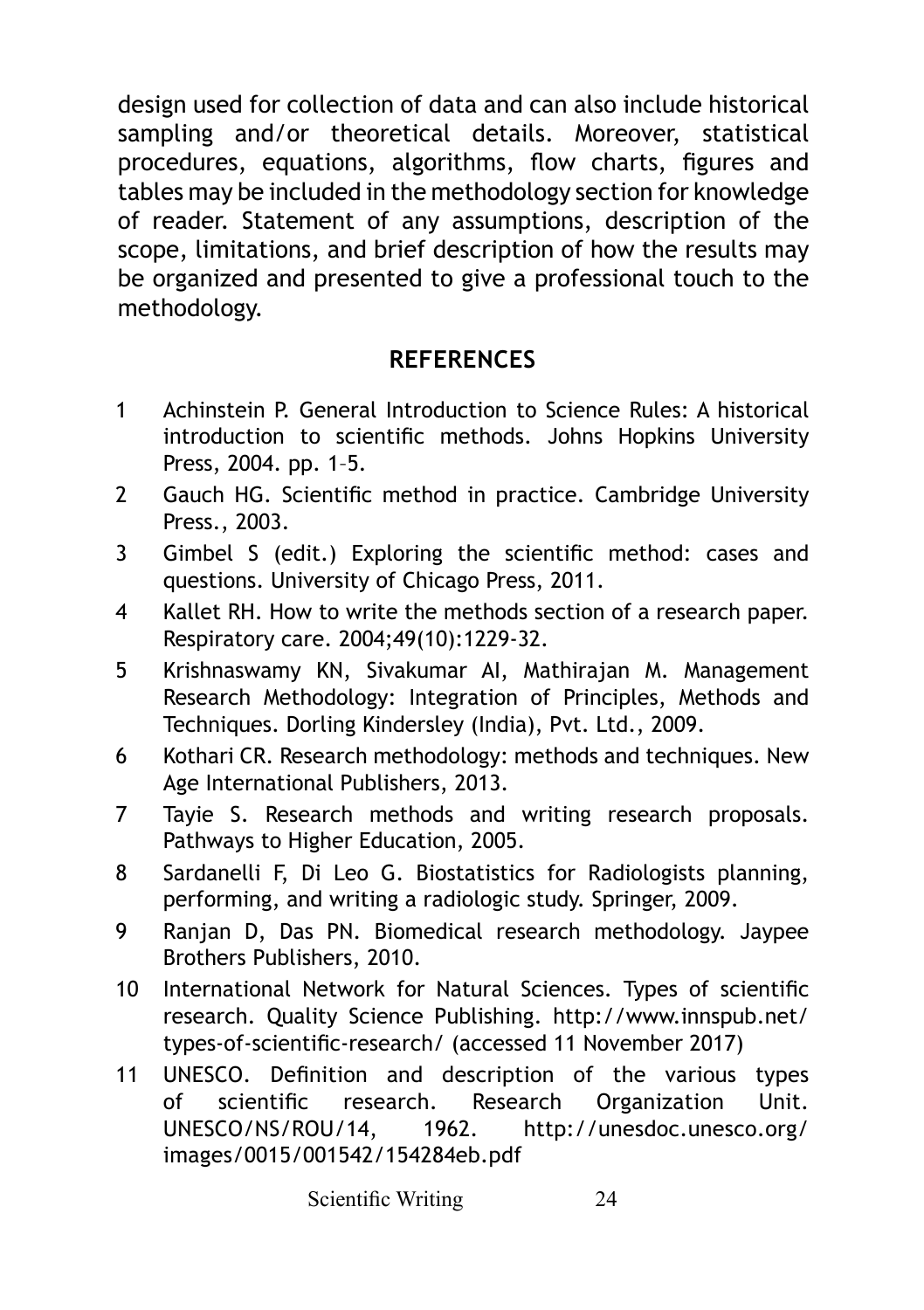design used for collection of data and can also include historical sampling and/or theoretical details. Moreover, statistical procedures, equations, algorithms, flow charts, figures and tables may be included in the methodology section for knowledge of reader. Statement of any assumptions, description of the scope, limitations, and brief description of how the results may be organized and presented to give a professional touch to the methodology.

## REFERENCES

1. Achinstein P. General Introduction to Science Rules: A historical introduction to scientific methods. Johns Hopkins University Press, 2004. pp. 1–5.
2. Gauch HG. Scientific method in practice. Cambridge University Press., 2003.
3. Gimbel S (edit.) Exploring the scientific method: cases and questions. University of Chicago Press, 2011.
4. Kallet RH. How to write the methods section of a research paper. Respiratory care. 2004;49(10):1229-32.
5. Krishnaswamy KN, Sivakumar AI, Mathirajan M. Management Research Methodology: Integration of Principles, Methods and Techniques. Dorling Kindersley (India), Pvt. Ltd., 2009.
6. Kothari CR. Research methodology: methods and techniques. New Age International Publishers, 2013.
7. Tayie S. Research methods and writing research proposals. Pathways to Higher Education, 2005.
8. Sardanelli F, Di Leo G. Biostatistics for Radiologists planning, performing, and writing a radiologic study. Springer, 2009.
9. Ranjan D, Das PN. Biomedical research methodology. Jaypee Brothers Publishers, 2010.
10. International Network for Natural Sciences. Types of scientific research. Quality Science Publishing. http://www.innspub.net/types-of-scientific-research/ (accessed 11 November 2017)
11. UNESCO. Definition and description of the various types of scientific research. Research Organization Unit. UNESCO/NS/ROU/14, 1962. http://unesdoc.unesco.org/images/0015/001542/154284eb.pdf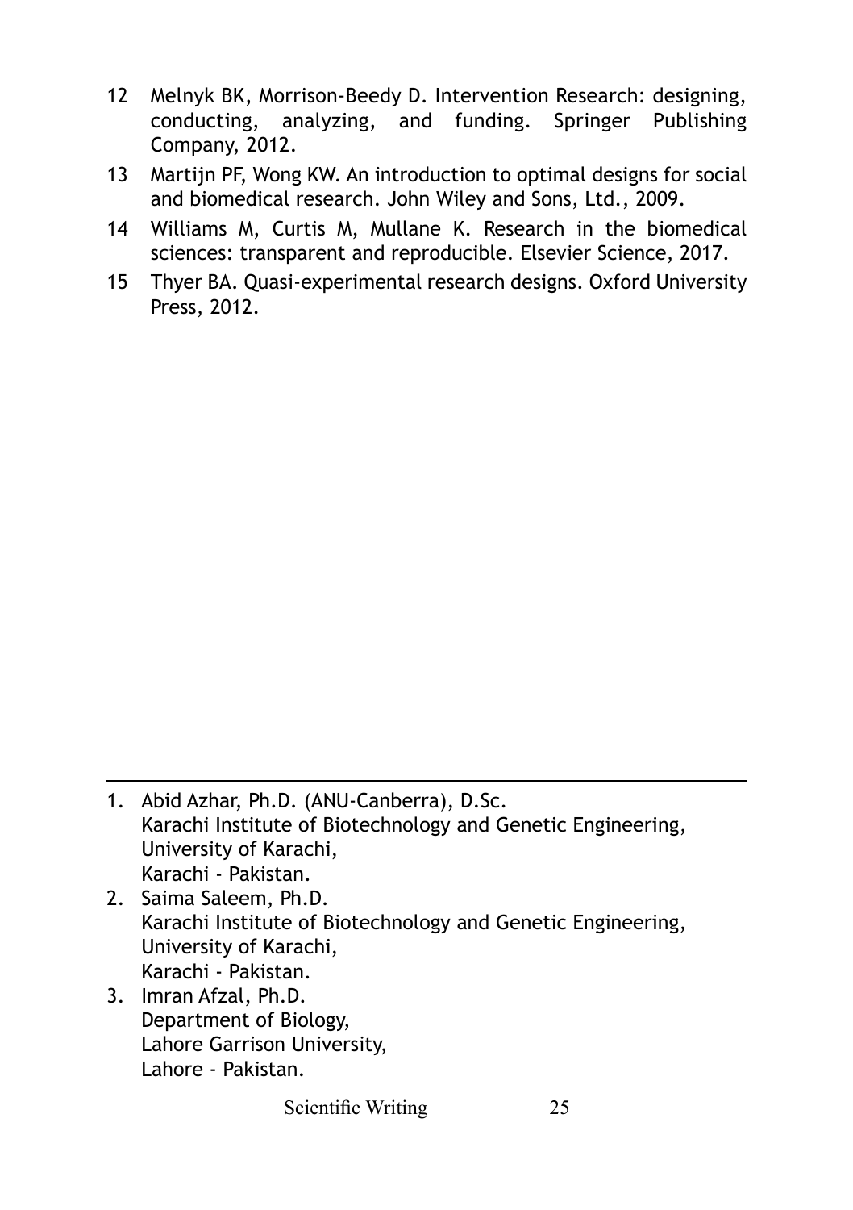12 Melnyk BK, Morrison-Beedy D. Intervention Research: designing, conducting, analyzing, and funding. Springer Publishing Company, 2012.

13 Martijn PF, Wong KW. An introduction to optimal designs for social and biomedical research. John Wiley and Sons, Ltd., 2009.

14 Williams M, Curtis M, Mullane K. Research in the biomedical sciences: transparent and reproducible. Elsevier Science, 2017.

15 Thyer BA. Quasi-experimental research designs. Oxford University Press, 2012.

---

1. Abid Azhar, Ph.D. (ANU-Canberra), D.Sc.
   Karachi Institute of Biotechnology and Genetic Engineering,
   University of Karachi,
   Karachi - Pakistan.
2. Saima Saleem, Ph.D.
   Karachi Institute of Biotechnology and Genetic Engineering,
   University of Karachi,
   Karachi - Pakistan.
3. Imran Afzal, Ph.D.
   Department of Biology,
   Lahore Garrison University,
   Lahore - Pakistan.